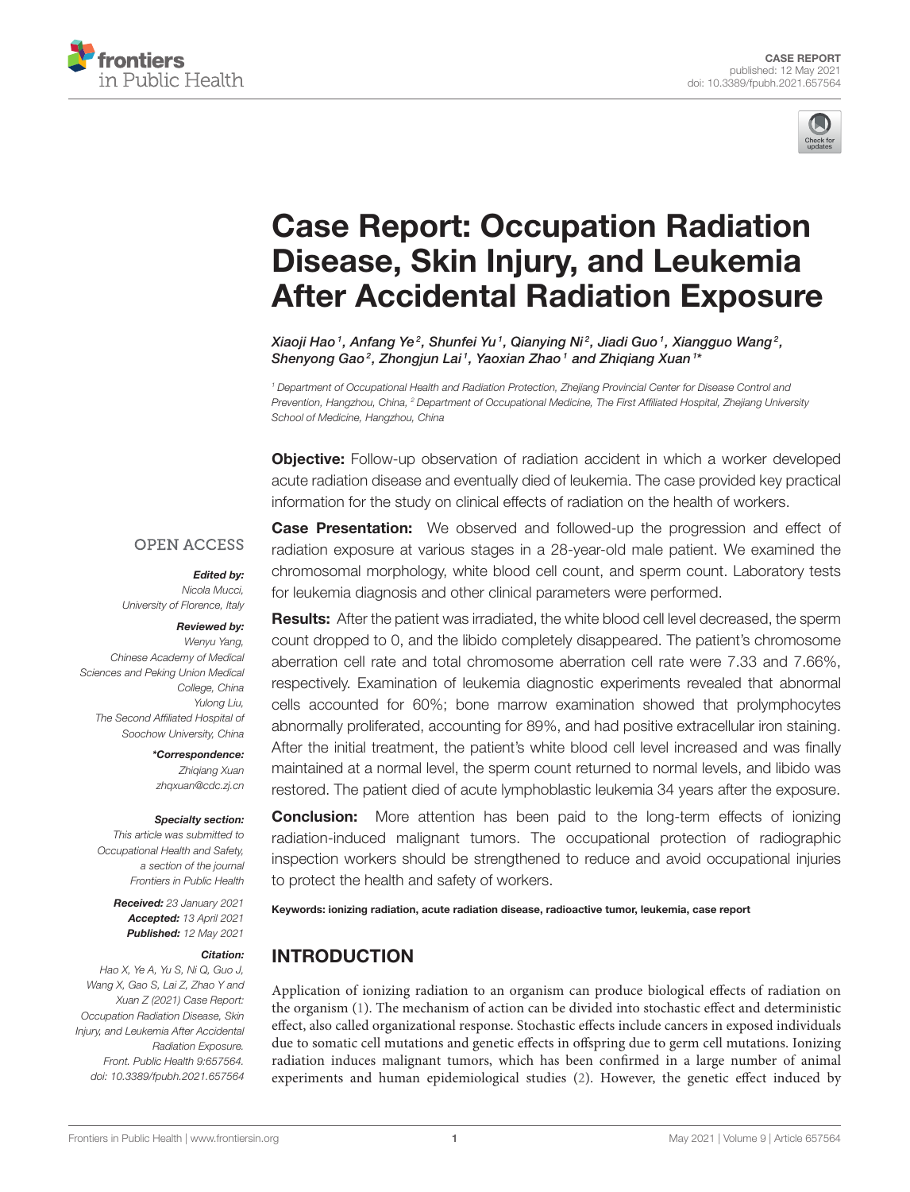CASE REPORT
published: 12 May 2021
doi: 10.3389/fpubh.2021.657564

# Case Report: Occupation Radiation Disease, Skin Injury, and Leukemia After Accidental Radiation Exposure

*Xiaoji Hao[1], Anfang Ye[2], Shunfei Yu[1], Qianying Ni[2], Jiadi Guo[1], Xiangguo Wang[2], Shenyong Gao[2], Zhongjun Lai[1], Yaoxian Zhao[1] and Zhiqiang Xuan[1]\**

[1] Department of Occupational Health and Radiation Protection, Zhejiang Provincial Center for Disease Control and Prevention, Hangzhou, China, [2] Department of Occupational Medicine, The First Affiliated Hospital, Zhejiang University School of Medicine, Hangzhou, China

**Objective:** Follow-up observation of radiation accident in which a worker developed acute radiation disease and eventually died of leukemia. The case provided key practical information for the study on clinical effects of radiation on the health of workers.

**Case Presentation:** We observed and followed-up the progression and effect of radiation exposure at various stages in a 28-year-old male patient. We examined the chromosomal morphology, white blood cell count, and sperm count. Laboratory tests for leukemia diagnosis and other clinical parameters were performed.

**Results:** After the patient was irradiated, the white blood cell level decreased, the sperm count dropped to 0, and the libido completely disappeared. The patient's chromosome aberration cell rate and total chromosome aberration cell rate were 7.33 and 7.66%, respectively. Examination of leukemia diagnostic experiments revealed that abnormal cells accounted for 60%; bone marrow examination showed that prolymphocytes abnormally proliferated, accounting for 89%, and had positive extracellular iron staining. After the initial treatment, the patient's white blood cell level increased and was finally maintained at a normal level, the sperm count returned to normal levels, and libido was restored. The patient died of acute lymphoblastic leukemia 34 years after the exposure.

**Conclusion:** More attention has been paid to the long-term effects of ionizing radiation-induced malignant tumors. The occupational protection of radiographic inspection workers should be strengthened to reduce and avoid occupational injuries to protect the health and safety of workers.

**Keywords: ionizing radiation, acute radiation disease, radioactive tumor, leukemia, case report**

OPEN ACCESS

***Edited by:***
*Nicola Mucci,*
*University of Florence, Italy*

***Reviewed by:***
*Wenyu Yang,*
*Chinese Academy of Medical Sciences and Peking Union Medical College, China*
*Yulong Liu,*
*The Second Affiliated Hospital of Soochow University, China*

***\*Correspondence:***
*Zhiqiang Xuan*
*zhqxuan@cdc.zj.cn*

***Specialty section:***
*This article was submitted to Occupational Health and Safety, a section of the journal Frontiers in Public Health*

***Received:*** *23 January 2021*
***Accepted:*** *13 April 2021*
***Published:*** *12 May 2021*

***Citation:***
*Hao X, Ye A, Yu S, Ni Q, Guo J, Wang X, Gao S, Lai Z, Zhao Y and Xuan Z (2021) Case Report: Occupation Radiation Disease, Skin Injury, and Leukemia After Accidental Radiation Exposure. Front. Public Health 9:657564. doi: 10.3389/fpubh.2021.657564*

## INTRODUCTION

Application of ionizing radiation to an organism can produce biological effects of radiation on the organism (1). The mechanism of action can be divided into stochastic effect and deterministic effect, also called organizational response. Stochastic effects include cancers in exposed individuals due to somatic cell mutations and genetic effects in offspring due to germ cell mutations. Ionizing radiation induces malignant tumors, which has been confirmed in a large number of animal experiments and human epidemiological studies (2). However, the genetic effect induced by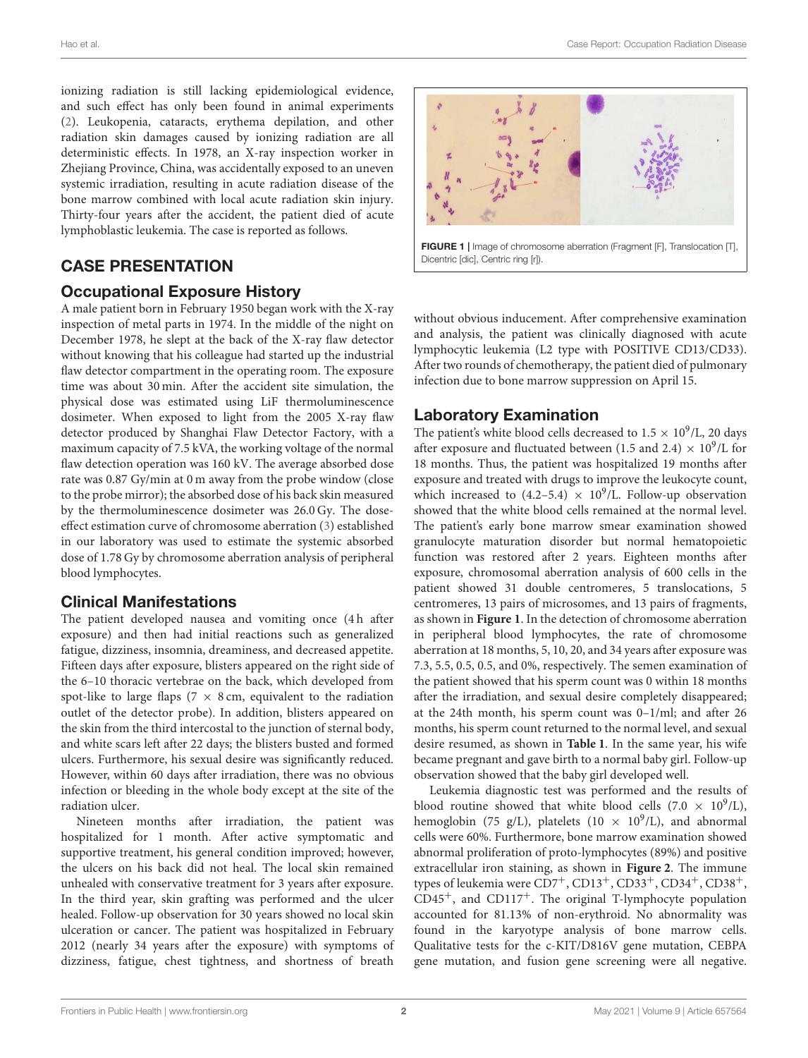ionizing radiation is still lacking epidemiological evidence, and such effect has only been found in animal experiments (2). Leukopenia, cataracts, erythema depilation, and other radiation skin damages caused by ionizing radiation are all deterministic effects. In 1978, an X-ray inspection worker in Zhejiang Province, China, was accidentally exposed to an uneven systemic irradiation, resulting in acute radiation disease of the bone marrow combined with local acute radiation skin injury. Thirty-four years after the accident, the patient died of acute lymphoblastic leukemia. The case is reported as follows.

## CASE PRESENTATION

### Occupational Exposure History

A male patient born in February 1950 began work with the X-ray inspection of metal parts in 1974. In the middle of the night on December 1978, he slept at the back of the X-ray flaw detector without knowing that his colleague had started up the industrial flaw detector compartment in the operating room. The exposure time was about 30 min. After the accident site simulation, the physical dose was estimated using LiF thermoluminescence dosimeter. When exposed to light from the 2005 X-ray flaw detector produced by Shanghai Flaw Detector Factory, with a maximum capacity of 7.5 kVA, the working voltage of the normal flaw detection operation was 160 kV. The average absorbed dose rate was 0.87 Gy/min at 0 m away from the probe window (close to the probe mirror); the absorbed dose of his back skin measured by the thermoluminescence dosimeter was 26.0 Gy. The dose-effect estimation curve of chromosome aberration (3) established in our laboratory was used to estimate the systemic absorbed dose of 1.78 Gy by chromosome aberration analysis of peripheral blood lymphocytes.

### Clinical Manifestations

The patient developed nausea and vomiting once (4 h after exposure) and then had initial reactions such as generalized fatigue, dizziness, insomnia, dreaminess, and decreased appetite. Fifteen days after exposure, blisters appeared on the right side of the 6–10 thoracic vertebrae on the back, which developed from spot-like to large flaps ($7 \times 8$ cm, equivalent to the radiation outlet of the detector probe). In addition, blisters appeared on the skin from the third intercostal to the junction of sternal body, and white scars left after 22 days; the blisters busted and formed ulcers. Furthermore, his sexual desire was significantly reduced. However, within 60 days after irradiation, there was no obvious infection or bleeding in the whole body except at the site of the radiation ulcer.

Nineteen months after irradiation, the patient was hospitalized for 1 month. After active symptomatic and supportive treatment, his general condition improved; however, the ulcers on his back did not heal. The local skin remained unhealed with conservative treatment for 3 years after exposure. In the third year, skin grafting was performed and the ulcer healed. Follow-up observation for 30 years showed no local skin ulceration or cancer. The patient was hospitalized in February 2012 (nearly 34 years after the exposure) with symptoms of dizziness, fatigue, chest tightness, and shortness of breath without obvious inducement. After comprehensive examination and analysis, the patient was clinically diagnosed with acute lymphocytic leukemia (L2 type with POSITIVE CD13/CD33). After two rounds of chemotherapy, the patient died of pulmonary infection due to bone marrow suppression on April 15.

FIGURE 1 | Image of chromosome aberration (Fragment [F], Translocation [T], Dicentric [dic], Centric ring [r]).

### Laboratory Examination

The patient's white blood cells decreased to $1.5 \times 10^9$/L, 20 days after exposure and fluctuated between $(1.5 \text{ and } 2.4) \times 10^9$/L for 18 months. Thus, the patient was hospitalized 19 months after exposure and treated with drugs to improve the leukocyte count, which increased to $(4.2\text{–}5.4) \times 10^9$/L. Follow-up observation showed that the white blood cells remained at the normal level. The patient's early bone marrow smear examination showed granulocyte maturation disorder but normal hematopoietic function was restored after 2 years. Eighteen months after exposure, chromosomal aberration analysis of 600 cells in the patient showed 31 double centromeres, 5 translocations, 5 centromeres, 13 pairs of microsomes, and 13 pairs of fragments, as shown in **Figure 1**. In the detection of chromosome aberration in peripheral blood lymphocytes, the rate of chromosome aberration at 18 months, 5, 10, 20, and 34 years after exposure was 7.3, 5.5, 0.5, 0.5, and 0%, respectively. The semen examination of the patient showed that his sperm count was 0 within 18 months after the irradiation, and sexual desire completely disappeared; at the 24th month, his sperm count was 0–1/ml; and after 26 months, his sperm count returned to the normal level, and sexual desire resumed, as shown in **Table 1**. In the same year, his wife became pregnant and gave birth to a normal baby girl. Follow-up observation showed that the baby girl developed well.

Leukemia diagnostic test was performed and the results of blood routine showed that white blood cells ($7.0 \times 10^9$/L), hemoglobin (75 g/L), platelets ($10 \times 10^9$/L), and abnormal cells were 60%. Furthermore, bone marrow examination showed abnormal proliferation of proto-lymphocytes (89%) and positive extracellular iron staining, as shown in **Figure 2**. The immune types of leukemia were $CD7^+$, $CD13^+$, $CD33^+$, $CD34^+$, $CD38^+$, $CD45^+$, and $CD117^+$. The original T-lymphocyte population accounted for 81.13% of non-erythroid. No abnormality was found in the karyotype analysis of bone marrow cells. Qualitative tests for the c-KIT/D816V gene mutation, CEBPA gene mutation, and fusion gene screening were all negative.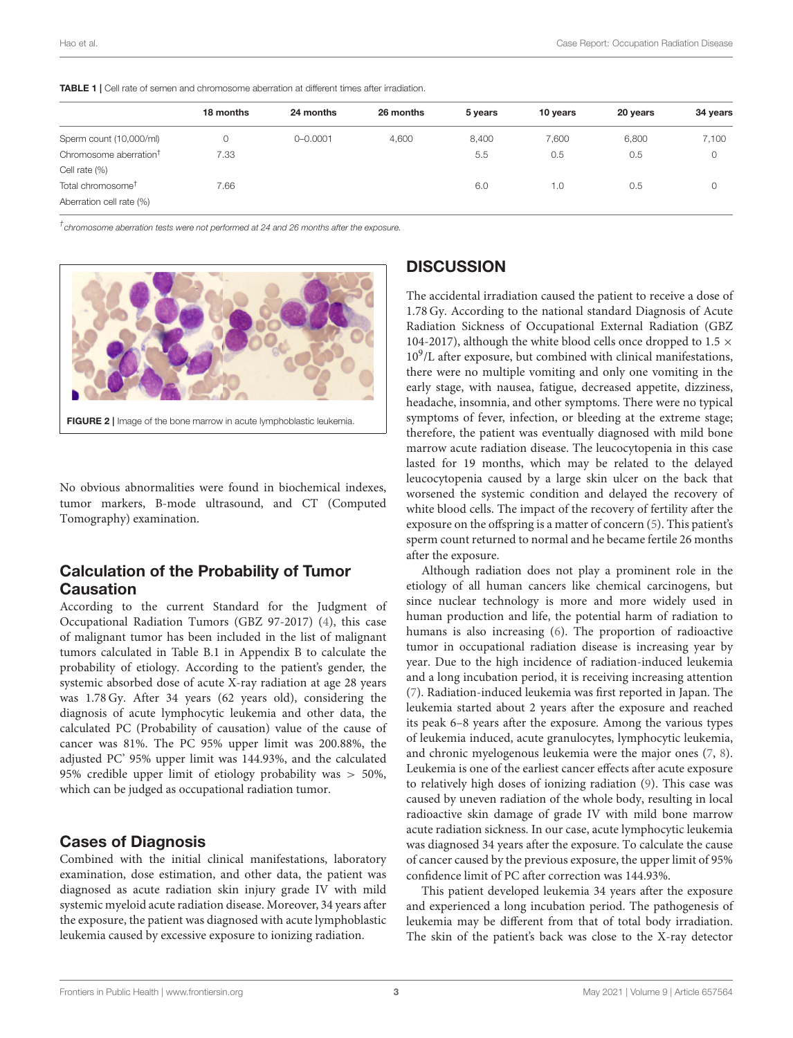**TABLE 1 |** Cell rate of semen and chromosome aberration at different times after irradiation.

| | 18 months | 24 months | 26 months | 5 years | 10 years | 20 years | 34 years |
|---|---|---|---|---|---|---|---|
| Sperm count (10,000/ml) | 0 | 0–0.0001 | 4,600 | 8,400 | 7,600 | 6,800 | 7,100 |
| Chromosome aberration† Cell rate (%) | 7.33 | | | 5.5 | 0.5 | 0.5 | 0 |
| Total chromosome† Aberration cell rate (%) | 7.66 | | | 6.0 | 1.0 | 0.5 | 0 |

†*chromosome aberration tests were not performed at 24 and 26 months after the exposure.*

**FIGURE 2 |** Image of the bone marrow in acute lymphoblastic leukemia.

No obvious abnormalities were found in biochemical indexes, tumor markers, B-mode ultrasound, and CT (Computed Tomography) examination.

## Calculation of the Probability of Tumor Causation

According to the current Standard for the Judgment of Occupational Radiation Tumors (GBZ 97-2017) (4), this case of malignant tumor has been included in the list of malignant tumors calculated in Table B.1 in Appendix B to calculate the probability of etiology. According to the patient's gender, the systemic absorbed dose of acute X-ray radiation at age 28 years was 1.78 Gy. After 34 years (62 years old), considering the diagnosis of acute lymphocytic leukemia and other data, the calculated PC (Probability of causation) value of the cause of cancer was 81%. The PC 95% upper limit was 200.88%, the adjusted PC' 95% upper limit was 144.93%, and the calculated 95% credible upper limit of etiology probability was > 50%, which can be judged as occupational radiation tumor.

## Cases of Diagnosis

Combined with the initial clinical manifestations, laboratory examination, dose estimation, and other data, the patient was diagnosed as acute radiation skin injury grade IV with mild systemic myeloid acute radiation disease. Moreover, 34 years after the exposure, the patient was diagnosed with acute lymphoblastic leukemia caused by excessive exposure to ionizing radiation.

# DISCUSSION

The accidental irradiation caused the patient to receive a dose of 1.78 Gy. According to the national standard Diagnosis of Acute Radiation Sickness of Occupational External Radiation (GBZ 104-2017), although the white blood cells once dropped to $1.5 \times 10^9$/L after exposure, but combined with clinical manifestations, there were no multiple vomiting and only one vomiting in the early stage, with nausea, fatigue, decreased appetite, dizziness, headache, insomnia, and other symptoms. There were no typical symptoms of fever, infection, or bleeding at the extreme stage; therefore, the patient was eventually diagnosed with mild bone marrow acute radiation disease. The leucocytopenia in this case lasted for 19 months, which may be related to the delayed leucocytopenia caused by a large skin ulcer on the back that worsened the systemic condition and delayed the recovery of white blood cells. The impact of the recovery of fertility after the exposure on the offspring is a matter of concern (5). This patient's sperm count returned to normal and he became fertile 26 months after the exposure.

Although radiation does not play a prominent role in the etiology of all human cancers like chemical carcinogens, but since nuclear technology is more and more widely used in human production and life, the potential harm of radiation to humans is also increasing (6). The proportion of radioactive tumor in occupational radiation disease is increasing year by year. Due to the high incidence of radiation-induced leukemia and a long incubation period, it is receiving increasing attention (7). Radiation-induced leukemia was first reported in Japan. The leukemia started about 2 years after the exposure and reached its peak 6–8 years after the exposure. Among the various types of leukemia induced, acute granulocytes, lymphocytic leukemia, and chronic myelogenous leukemia were the major ones (7, 8). Leukemia is one of the earliest cancer effects after acute exposure to relatively high doses of ionizing radiation (9). This case was caused by uneven radiation of the whole body, resulting in local radioactive skin damage of grade IV with mild bone marrow acute radiation sickness. In our case, acute lymphocytic leukemia was diagnosed 34 years after the exposure. To calculate the cause of cancer caused by the previous exposure, the upper limit of 95% confidence limit of PC after correction was 144.93%.

This patient developed leukemia 34 years after the exposure and experienced a long incubation period. The pathogenesis of leukemia may be different from that of total body irradiation. The skin of the patient's back was close to the X-ray detector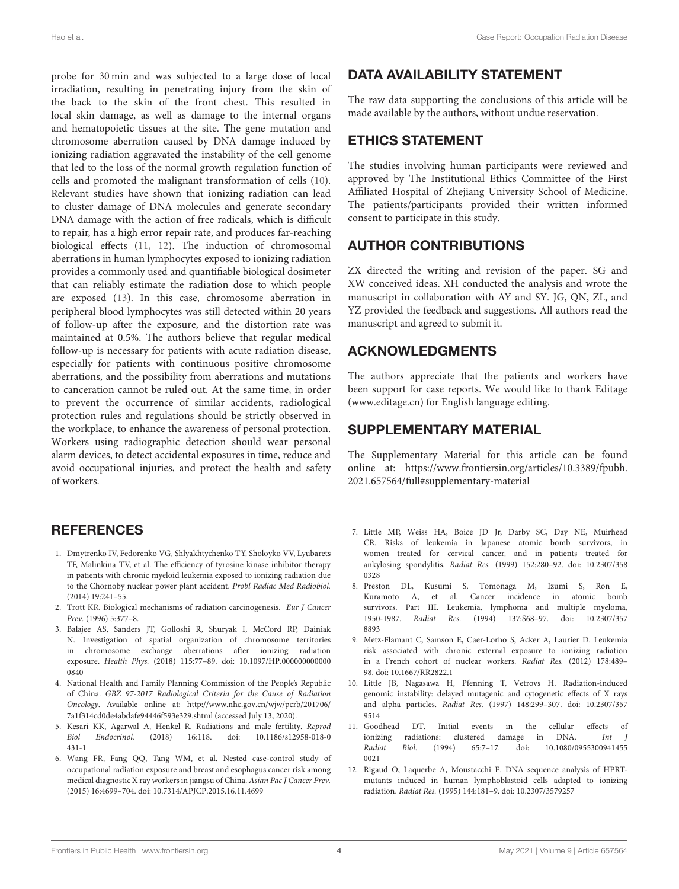probe for 30 min and was subjected to a large dose of local irradiation, resulting in penetrating injury from the skin of the back to the skin of the front chest. This resulted in local skin damage, as well as damage to the internal organs and hematopoietic tissues at the site. The gene mutation and chromosome aberration caused by DNA damage induced by ionizing radiation aggravated the instability of the cell genome that led to the loss of the normal growth regulation function of cells and promoted the malignant transformation of cells (10). Relevant studies have shown that ionizing radiation can lead to cluster damage of DNA molecules and generate secondary DNA damage with the action of free radicals, which is difficult to repair, has a high error repair rate, and produces far-reaching biological effects (11, 12). The induction of chromosomal aberrations in human lymphocytes exposed to ionizing radiation provides a commonly used and quantifiable biological dosimeter that can reliably estimate the radiation dose to which people are exposed (13). In this case, chromosome aberration in peripheral blood lymphocytes was still detected within 20 years of follow-up after the exposure, and the distortion rate was maintained at 0.5%. The authors believe that regular medical follow-up is necessary for patients with acute radiation disease, especially for patients with continuous positive chromosome aberrations, and the possibility from aberrations and mutations to canceration cannot be ruled out. At the same time, in order to prevent the occurrence of similar accidents, radiological protection rules and regulations should be strictly observed in the workplace, to enhance the awareness of personal protection. Workers using radiographic detection should wear personal alarm devices, to detect accidental exposures in time, reduce and avoid occupational injuries, and protect the health and safety of workers.

## DATA AVAILABILITY STATEMENT

The raw data supporting the conclusions of this article will be made available by the authors, without undue reservation.

## ETHICS STATEMENT

The studies involving human participants were reviewed and approved by The Institutional Ethics Committee of the First Affiliated Hospital of Zhejiang University School of Medicine. The patients/participants provided their written informed consent to participate in this study.

## AUTHOR CONTRIBUTIONS

ZX directed the writing and revision of the paper. SG and XW conceived ideas. XH conducted the analysis and wrote the manuscript in collaboration with AY and SY. JG, QN, ZL, and YZ provided the feedback and suggestions. All authors read the manuscript and agreed to submit it.

## ACKNOWLEDGMENTS

The authors appreciate that the patients and workers have been support for case reports. We would like to thank Editage (www.editage.cn) for English language editing.

## SUPPLEMENTARY MATERIAL

The Supplementary Material for this article can be found online at: https://www.frontiersin.org/articles/10.3389/fpubh.2021.657564/full#supplementary-material

## REFERENCES

1. Dmytrenko IV, Fedorenko VG, Shlyakhtychenko TY, Sholoyko VV, Lyubarets TF, Malinkina TV, et al. The efficiency of tyrosine kinase inhibitor therapy in patients with chronic myeloid leukemia exposed to ionizing radiation due to the Chornoby nuclear power plant accident. *Probl Radiac Med Radiobiol.* (2014) 19:241–55.
2. Trott KR. Biological mechanisms of radiation carcinogenesis. *Eur J Cancer Prev.* (1996) 5:377–8.
3. Balajee AS, Sanders JT, Golloshi R, Shuryak I, McCord RP, Dainiak N. Investigation of spatial organization of chromosome territories in chromosome exchange aberrations after ionizing radiation exposure. *Health Phys.* (2018) 115:77–89. doi: 10.1097/HP.0000000000000840
4. National Health and Family Planning Commission of the People's Republic of China. *GBZ 97-2017 Radiological Criteria for the Cause of Radiation Oncology*. Available online at: http://www.nhc.gov.cn/wjw/pcrb/201706/7a1f314cd0de4abdafe94446f593e329.shtml (accessed July 13, 2020).
5. Kesari KK, Agarwal A, Henkel R. Radiations and male fertility. *Reprod Biol Endocrinol.* (2018) 16:118. doi: 10.1186/s12958-018-0431-1
6. Wang FR, Fang QQ, Tang WM, et al. Nested case-control study of occupational radiation exposure and breast and esophagus cancer risk among medical diagnostic X ray workers in jiangsu of China. *Asian Pac J Cancer Prev.* (2015) 16:4699–704. doi: 10.7314/APJCP.2015.16.11.4699
7. Little MP, Weiss HA, Boice JD Jr, Darby SC, Day NE, Muirhead CR. Risks of leukemia in Japanese atomic bomb survivors, in women treated for cervical cancer, and in patients treated for ankylosing spondylitis. *Radiat Res.* (1999) 152:280–92. doi: 10.2307/3580328
8. Preston DL, Kusumi S, Tomonaga M, Izumi S, Ron E, Kuramoto A, et al. Cancer incidence in atomic bomb survivors. Part III. Leukemia, lymphoma and multiple myeloma, 1950-1987. *Radiat Res.* (1994) 137:S68–97. doi: 10.2307/3578893
9. Metz-Flamant C, Samson E, Caer-Lorho S, Acker A, Laurier D. Leukemia risk associated with chronic external exposure to ionizing radiation in a French cohort of nuclear workers. *Radiat Res.* (2012) 178:489–98. doi: 10.1667/RR2822.1
10. Little JB, Nagasawa H, Pfenning T, Vetrovs H. Radiation-induced genomic instability: delayed mutagenic and cytogenetic effects of X rays and alpha particles. *Radiat Res.* (1997) 148:299–307. doi: 10.2307/3579514
11. Goodhead DT. Initial events in the cellular effects of ionizing radiations: clustered damage in DNA. *Int J Radiat Biol.* (1994) 65:7–17. doi: 10.1080/09553009414550021
12. Rigaud O, Laquerbe A, Moustacchi E. DNA sequence analysis of HPRT-mutants induced in human lymphoblastoid cells adapted to ionizing radiation. *Radiat Res.* (1995) 144:181–9. doi: 10.2307/3579257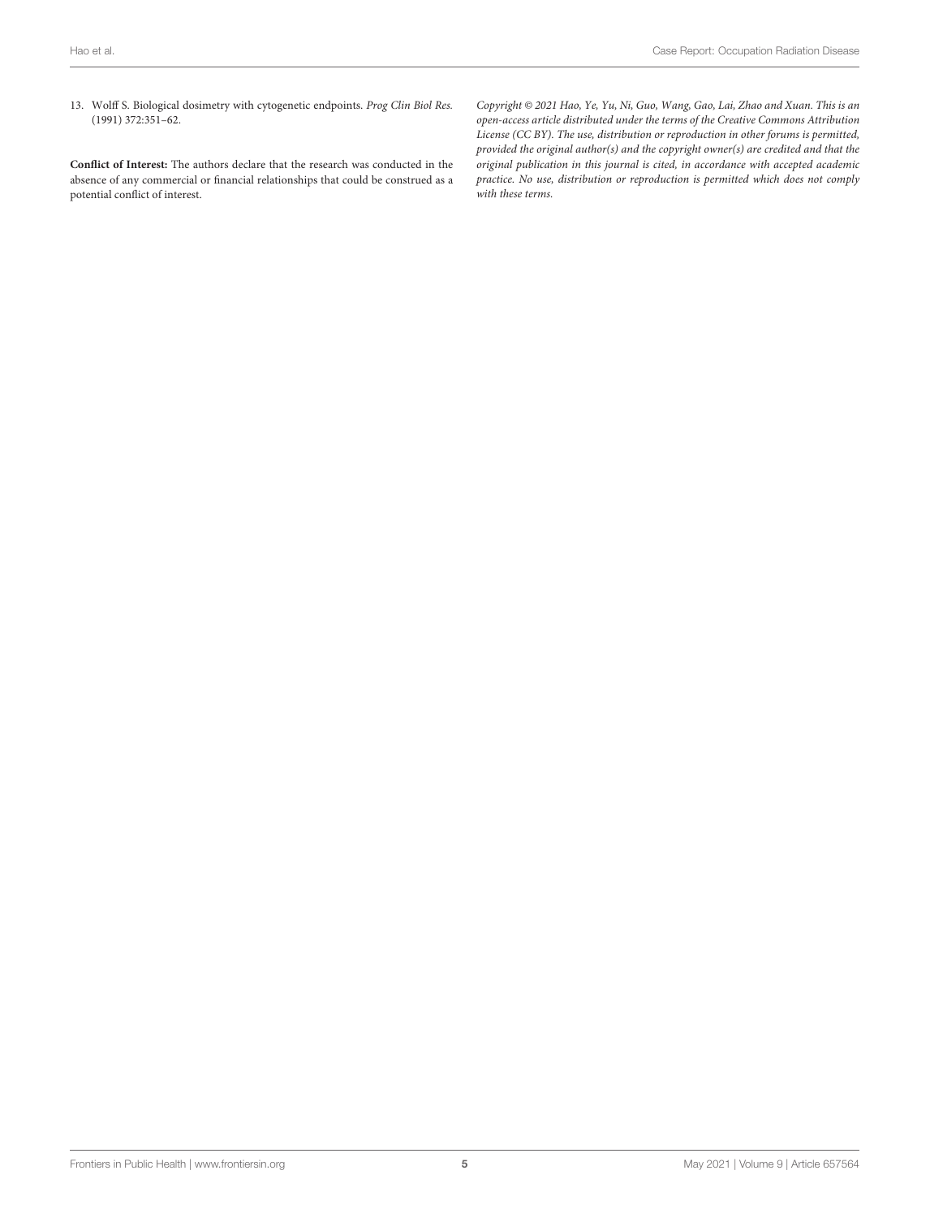13. Wolff S. Biological dosimetry with cytogenetic endpoints. *Prog Clin Biol Res.* (1991) 372:351–62.

**Conflict of Interest:** The authors declare that the research was conducted in the absence of any commercial or financial relationships that could be construed as a potential conflict of interest.

*Copyright © 2021 Hao, Ye, Yu, Ni, Guo, Wang, Gao, Lai, Zhao and Xuan. This is an open-access article distributed under the terms of the Creative Commons Attribution License (CC BY). The use, distribution or reproduction in other forums is permitted, provided the original author(s) and the copyright owner(s) are credited and that the original publication in this journal is cited, in accordance with accepted academic practice. No use, distribution or reproduction is permitted which does not comply with these terms.*